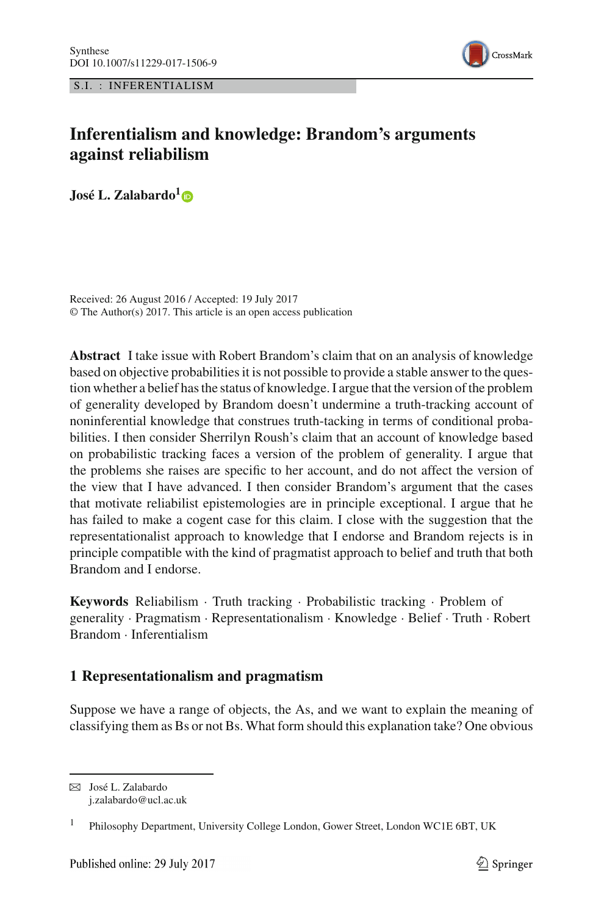Synthese
DOI 10.1007/s11229-017-1506-9

S.I. : INFERENTIALISM

# Inferentialism and knowledge: Brandom's arguments against reliabilism

**José L. Zalabardo**[1]

Received: 26 August 2016 / Accepted: 19 July 2017
© The Author(s) 2017. This article is an open access publication

**Abstract** I take issue with Robert Brandom's claim that on an analysis of knowledge based on objective probabilities it is not possible to provide a stable answer to the question whether a belief has the status of knowledge. I argue that the version of the problem of generality developed by Brandom doesn't undermine a truth-tracking account of noninferential knowledge that construes truth-tacking in terms of conditional probabilities. I then consider Sherrilyn Roush's claim that an account of knowledge based on probabilistic tracking faces a version of the problem of generality. I argue that the problems she raises are specific to her account, and do not affect the version of the view that I have advanced. I then consider Brandom's argument that the cases that motivate reliabilist epistemologies are in principle exceptional. I argue that he has failed to make a cogent case for this claim. I close with the suggestion that the representationalist approach to knowledge that I endorse and Brandom rejects is in principle compatible with the kind of pragmatist approach to belief and truth that both Brandom and I endorse.

**Keywords** Reliabilism · Truth tracking · Probabilistic tracking · Problem of generality · Pragmatism · Representationalism · Knowledge · Belief · Truth · Robert Brandom · Inferentialism

## 1 Representationalism and pragmatism

Suppose we have a range of objects, the As, and we want to explain the meaning of classifying them as Bs or not Bs. What form should this explanation take? One obvious

---

✉ José L. Zalabardo
j.zalabardo@ucl.ac.uk

[1] Philosophy Department, University College London, Gower Street, London WC1E 6BT, UK

Published online: 29 July 2017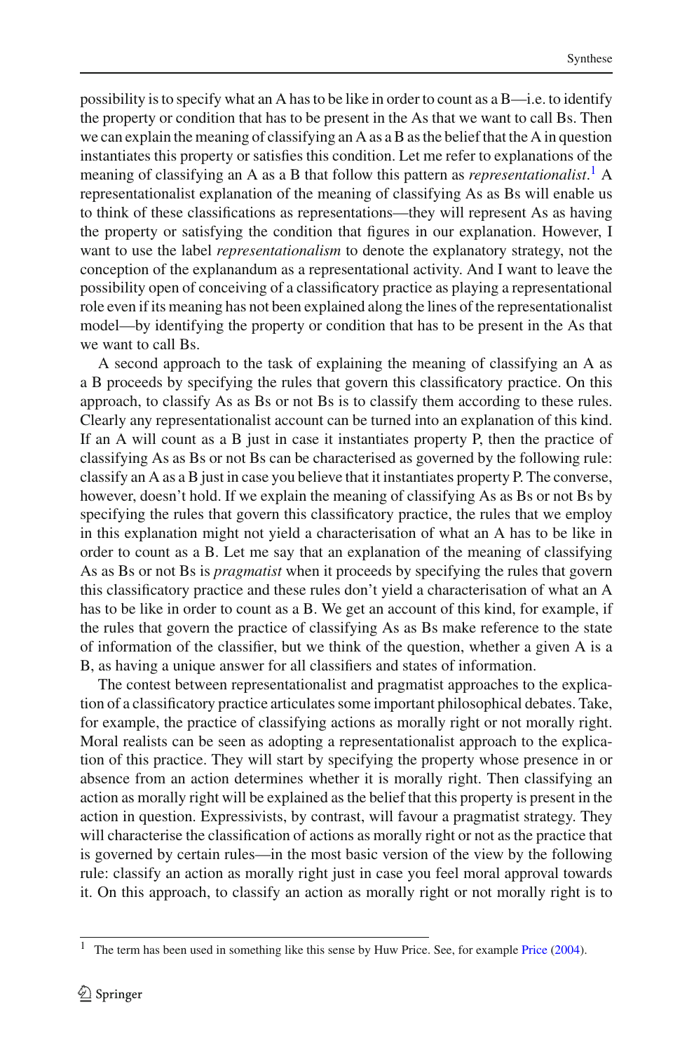possibility is to specify what an A has to be like in order to count as a B—i.e. to identify the property or condition that has to be present in the As that we want to call Bs. Then we can explain the meaning of classifying an A as a B as the belief that the A in question instantiates this property or satisfies this condition. Let me refer to explanations of the meaning of classifying an A as a B that follow this pattern as *representationalist*.[1] A representationalist explanation of the meaning of classifying As as Bs will enable us to think of these classifications as representations—they will represent As as having the property or satisfying the condition that figures in our explanation. However, I want to use the label *representationalism* to denote the explanatory strategy, not the conception of the explanandum as a representational activity. And I want to leave the possibility open of conceiving of a classificatory practice as playing a representational role even if its meaning has not been explained along the lines of the representationalist model—by identifying the property or condition that has to be present in the As that we want to call Bs.

A second approach to the task of explaining the meaning of classifying an A as a B proceeds by specifying the rules that govern this classificatory practice. On this approach, to classify As as Bs or not Bs is to classify them according to these rules. Clearly any representationalist account can be turned into an explanation of this kind. If an A will count as a B just in case it instantiates property P, then the practice of classifying As as Bs or not Bs can be characterised as governed by the following rule: classify an A as a B just in case you believe that it instantiates property P. The converse, however, doesn't hold. If we explain the meaning of classifying As as Bs or not Bs by specifying the rules that govern this classificatory practice, the rules that we employ in this explanation might not yield a characterisation of what an A has to be like in order to count as a B. Let me say that an explanation of the meaning of classifying As as Bs or not Bs is *pragmatist* when it proceeds by specifying the rules that govern this classificatory practice and these rules don't yield a characterisation of what an A has to be like in order to count as a B. We get an account of this kind, for example, if the rules that govern the practice of classifying As as Bs make reference to the state of information of the classifier, but we think of the question, whether a given A is a B, as having a unique answer for all classifiers and states of information.

The contest between representationalist and pragmatist approaches to the explication of a classificatory practice articulates some important philosophical debates. Take, for example, the practice of classifying actions as morally right or not morally right. Moral realists can be seen as adopting a representationalist approach to the explication of this practice. They will start by specifying the property whose presence in or absence from an action determines whether it is morally right. Then classifying an action as morally right will be explained as the belief that this property is present in the action in question. Expressivists, by contrast, will favour a pragmatist strategy. They will characterise the classification of actions as morally right or not as the practice that is governed by certain rules—in the most basic version of the view by the following rule: classify an action as morally right just in case you feel moral approval towards it. On this approach, to classify an action as morally right or not morally right is to

[1] The term has been used in something like this sense by Huw Price. See, for example Price (2004).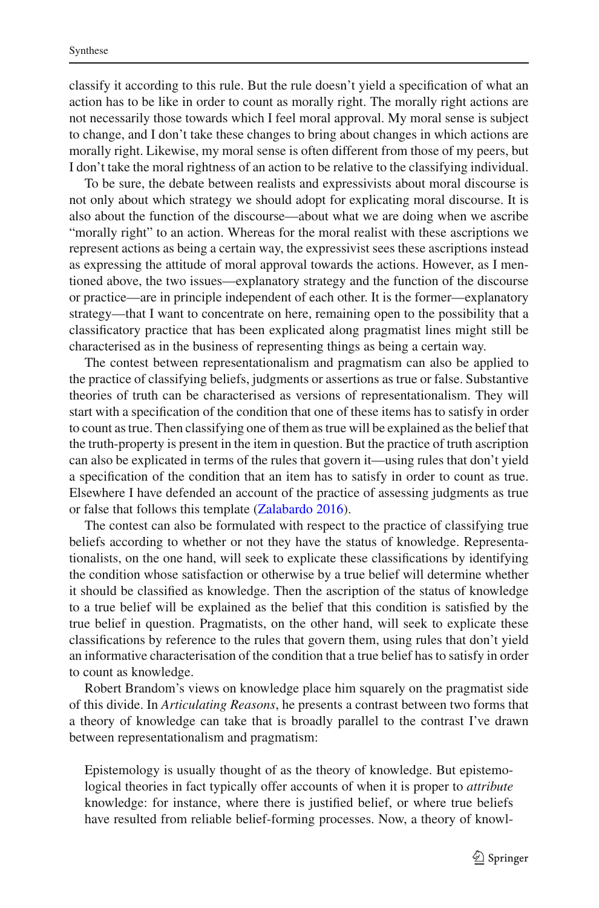classify it according to this rule. But the rule doesn't yield a specification of what an action has to be like in order to count as morally right. The morally right actions are not necessarily those towards which I feel moral approval. My moral sense is subject to change, and I don't take these changes to bring about changes in which actions are morally right. Likewise, my moral sense is often different from those of my peers, but I don't take the moral rightness of an action to be relative to the classifying individual.

To be sure, the debate between realists and expressivists about moral discourse is not only about which strategy we should adopt for explicating moral discourse. It is also about the function of the discourse—about what we are doing when we ascribe "morally right" to an action. Whereas for the moral realist with these ascriptions we represent actions as being a certain way, the expressivist sees these ascriptions instead as expressing the attitude of moral approval towards the actions. However, as I mentioned above, the two issues—explanatory strategy and the function of the discourse or practice—are in principle independent of each other. It is the former—explanatory strategy—that I want to concentrate on here, remaining open to the possibility that a classificatory practice that has been explicated along pragmatist lines might still be characterised as in the business of representing things as being a certain way.

The contest between representationalism and pragmatism can also be applied to the practice of classifying beliefs, judgments or assertions as true or false. Substantive theories of truth can be characterised as versions of representationalism. They will start with a specification of the condition that one of these items has to satisfy in order to count as true. Then classifying one of them as true will be explained as the belief that the truth-property is present in the item in question. But the practice of truth ascription can also be explicated in terms of the rules that govern it—using rules that don't yield a specification of the condition that an item has to satisfy in order to count as true. Elsewhere I have defended an account of the practice of assessing judgments as true or false that follows this template (Zalabardo 2016).

The contest can also be formulated with respect to the practice of classifying true beliefs according to whether or not they have the status of knowledge. Representationalists, on the one hand, will seek to explicate these classifications by identifying the condition whose satisfaction or otherwise by a true belief will determine whether it should be classified as knowledge. Then the ascription of the status of knowledge to a true belief will be explained as the belief that this condition is satisfied by the true belief in question. Pragmatists, on the other hand, will seek to explicate these classifications by reference to the rules that govern them, using rules that don't yield an informative characterisation of the condition that a true belief has to satisfy in order to count as knowledge.

Robert Brandom's views on knowledge place him squarely on the pragmatist side of this divide. In *Articulating Reasons*, he presents a contrast between two forms that a theory of knowledge can take that is broadly parallel to the contrast I've drawn between representationalism and pragmatism:

> Epistemology is usually thought of as the theory of knowledge. But epistemological theories in fact typically offer accounts of when it is proper to *attribute* knowledge: for instance, where there is justified belief, or where true beliefs have resulted from reliable belief-forming processes. Now, a theory of knowl-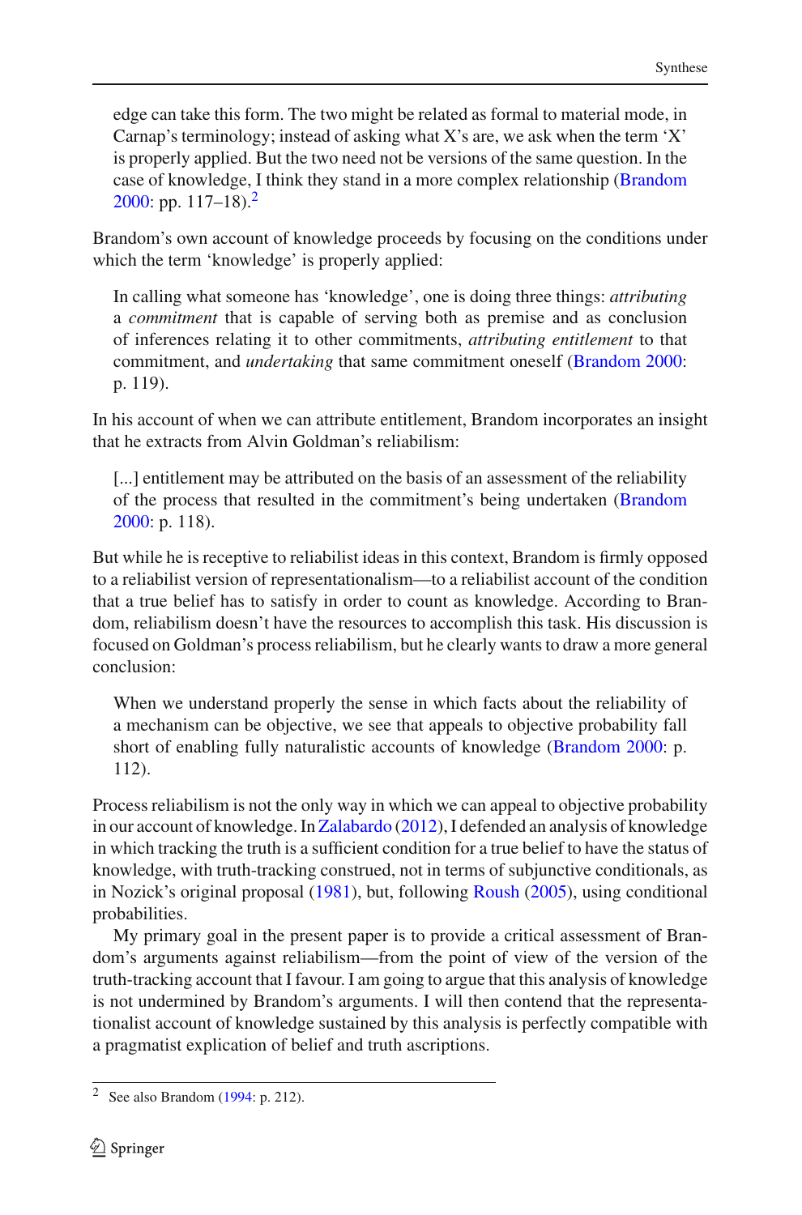> edge can take this form. The two might be related as formal to material mode, in Carnap's terminology; instead of asking what X's are, we ask when the term 'X' is properly applied. But the two need not be versions of the same question. In the case of knowledge, I think they stand in a more complex relationship (Brandom 2000: pp. 117–18).[2]

Brandom's own account of knowledge proceeds by focusing on the conditions under which the term 'knowledge' is properly applied:

> In calling what someone has 'knowledge', one is doing three things: *attributing* a *commitment* that is capable of serving both as premise and as conclusion of inferences relating it to other commitments, *attributing entitlement* to that commitment, and *undertaking* that same commitment oneself (Brandom 2000: p. 119).

In his account of when we can attribute entitlement, Brandom incorporates an insight that he extracts from Alvin Goldman's reliabilism:

> [...] entitlement may be attributed on the basis of an assessment of the reliability of the process that resulted in the commitment's being undertaken (Brandom 2000: p. 118).

But while he is receptive to reliabilist ideas in this context, Brandom is firmly opposed to a reliabilist version of representationalism—to a reliabilist account of the condition that a true belief has to satisfy in order to count as knowledge. According to Brandom, reliabilism doesn't have the resources to accomplish this task. His discussion is focused on Goldman's process reliabilism, but he clearly wants to draw a more general conclusion:

> When we understand properly the sense in which facts about the reliability of a mechanism can be objective, we see that appeals to objective probability fall short of enabling fully naturalistic accounts of knowledge (Brandom 2000: p. 112).

Process reliabilism is not the only way in which we can appeal to objective probability in our account of knowledge. In Zalabardo (2012), I defended an analysis of knowledge in which tracking the truth is a sufficient condition for a true belief to have the status of knowledge, with truth-tracking construed, not in terms of subjunctive conditionals, as in Nozick's original proposal (1981), but, following Roush (2005), using conditional probabilities.

My primary goal in the present paper is to provide a critical assessment of Brandom's arguments against reliabilism—from the point of view of the version of the truth-tracking account that I favour. I am going to argue that this analysis of knowledge is not undermined by Brandom's arguments. I will then contend that the representationalist account of knowledge sustained by this analysis is perfectly compatible with a pragmatist explication of belief and truth ascriptions.

---

[2] See also Brandom (1994: p. 212).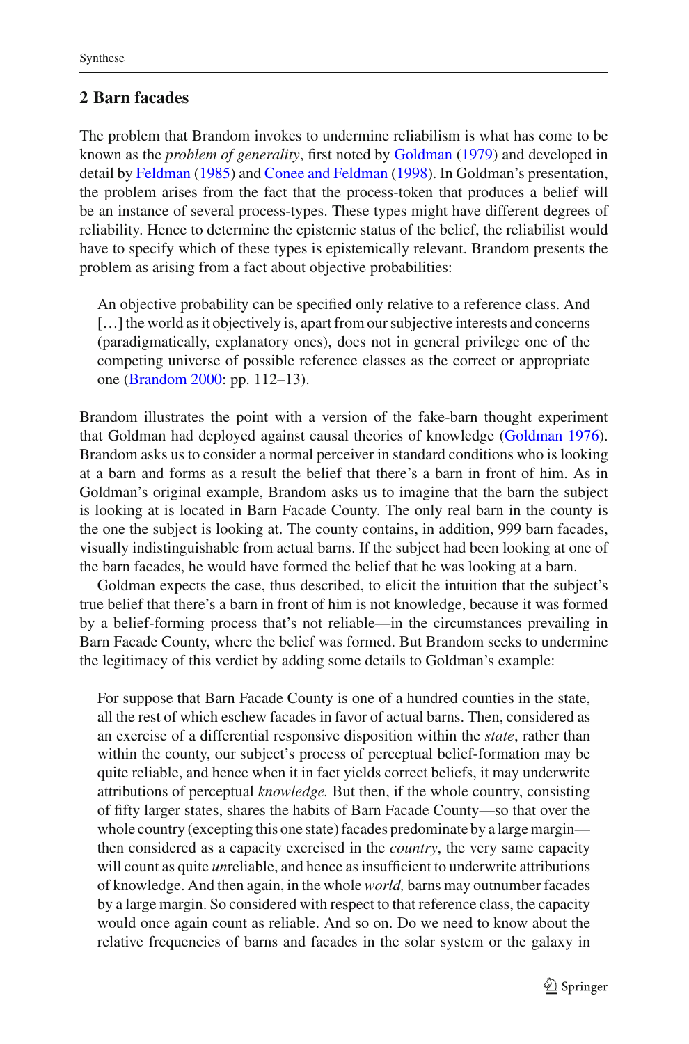## 2 Barn facades

The problem that Brandom invokes to undermine reliabilism is what has come to be known as the *problem of generality*, first noted by Goldman (1979) and developed in detail by Feldman (1985) and Conee and Feldman (1998). In Goldman's presentation, the problem arises from the fact that the process-token that produces a belief will be an instance of several process-types. These types might have different degrees of reliability. Hence to determine the epistemic status of the belief, the reliabilist would have to specify which of these types is epistemically relevant. Brandom presents the problem as arising from a fact about objective probabilities:

> An objective probability can be specified only relative to a reference class. And [...] the world as it objectively is, apart from our subjective interests and concerns (paradigmatically, explanatory ones), does not in general privilege one of the competing universe of possible reference classes as the correct or appropriate one (Brandom 2000: pp. 112–13).

Brandom illustrates the point with a version of the fake-barn thought experiment that Goldman had deployed against causal theories of knowledge (Goldman 1976). Brandom asks us to consider a normal perceiver in standard conditions who is looking at a barn and forms as a result the belief that there's a barn in front of him. As in Goldman's original example, Brandom asks us to imagine that the barn the subject is looking at is located in Barn Facade County. The only real barn in the county is the one the subject is looking at. The county contains, in addition, 999 barn facades, visually indistinguishable from actual barns. If the subject had been looking at one of the barn facades, he would have formed the belief that he was looking at a barn.

Goldman expects the case, thus described, to elicit the intuition that the subject's true belief that there's a barn in front of him is not knowledge, because it was formed by a belief-forming process that's not reliable—in the circumstances prevailing in Barn Facade County, where the belief was formed. But Brandom seeks to undermine the legitimacy of this verdict by adding some details to Goldman's example:

> For suppose that Barn Facade County is one of a hundred counties in the state, all the rest of which eschew facades in favor of actual barns. Then, considered as an exercise of a differential responsive disposition within the *state*, rather than within the county, our subject's process of perceptual belief-formation may be quite reliable, and hence when it in fact yields correct beliefs, it may underwrite attributions of perceptual *knowledge.* But then, if the whole country, consisting of fifty larger states, shares the habits of Barn Facade County—so that over the whole country (excepting this one state) facades predominate by a large margin—then considered as a capacity exercised in the *country*, the very same capacity will count as quite *un*reliable, and hence as insufficient to underwrite attributions of knowledge. And then again, in the whole *world,* barns may outnumber facades by a large margin. So considered with respect to that reference class, the capacity would once again count as reliable. And so on. Do we need to know about the relative frequencies of barns and facades in the solar system or the galaxy in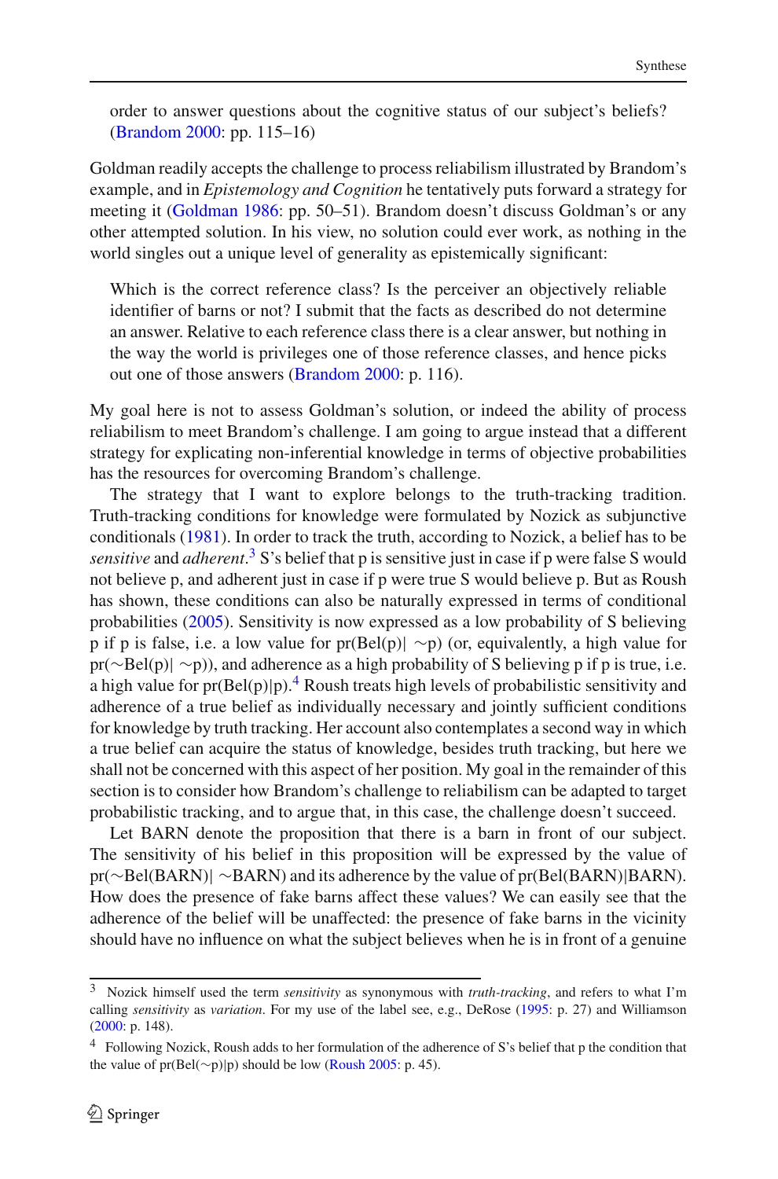order to answer questions about the cognitive status of our subject's beliefs? (Brandom 2000: pp. 115–16)

Goldman readily accepts the challenge to process reliabilism illustrated by Brandom's example, and in *Epistemology and Cognition* he tentatively puts forward a strategy for meeting it (Goldman 1986: pp. 50–51). Brandom doesn't discuss Goldman's or any other attempted solution. In his view, no solution could ever work, as nothing in the world singles out a unique level of generality as epistemically significant:

> Which is the correct reference class? Is the perceiver an objectively reliable identifier of barns or not? I submit that the facts as described do not determine an answer. Relative to each reference class there is a clear answer, but nothing in the way the world is privileges one of those reference classes, and hence picks out one of those answers (Brandom 2000: p. 116).

My goal here is not to assess Goldman's solution, or indeed the ability of process reliabilism to meet Brandom's challenge. I am going to argue instead that a different strategy for explicating non-inferential knowledge in terms of objective probabilities has the resources for overcoming Brandom's challenge.

The strategy that I want to explore belongs to the truth-tracking tradition. Truth-tracking conditions for knowledge were formulated by Nozick as subjunctive conditionals (1981). In order to track the truth, according to Nozick, a belief has to be *sensitive* and *adherent*.[3] S's belief that p is sensitive just in case if p were false S would not believe p, and adherent just in case if p were true S would believe p. But as Roush has shown, these conditions can also be naturally expressed in terms of conditional probabilities (2005). Sensitivity is now expressed as a low probability of S believing p if p is false, i.e. a low value for pr(Bel(p)| ∼p) (or, equivalently, a high value for pr(∼Bel(p)| ∼p)), and adherence as a high probability of S believing p if p is true, i.e. a high value for pr(Bel(p)|p).[4] Roush treats high levels of probabilistic sensitivity and adherence of a true belief as individually necessary and jointly sufficient conditions for knowledge by truth tracking. Her account also contemplates a second way in which a true belief can acquire the status of knowledge, besides truth tracking, but here we shall not be concerned with this aspect of her position. My goal in the remainder of this section is to consider how Brandom's challenge to reliabilism can be adapted to target probabilistic tracking, and to argue that, in this case, the challenge doesn't succeed.

Let BARN denote the proposition that there is a barn in front of our subject. The sensitivity of his belief in this proposition will be expressed by the value of pr(∼Bel(BARN)| ∼BARN) and its adherence by the value of pr(Bel(BARN)|BARN). How does the presence of fake barns affect these values? We can easily see that the adherence of the belief will be unaffected: the presence of fake barns in the vicinity should have no influence on what the subject believes when he is in front of a genuine

---

[3] Nozick himself used the term *sensitivity* as synonymous with *truth-tracking*, and refers to what I'm calling *sensitivity* as *variation*. For my use of the label see, e.g., DeRose (1995: p. 27) and Williamson (2000: p. 148).

[4] Following Nozick, Roush adds to her formulation of the adherence of S's belief that p the condition that the value of pr(Bel(∼p)|p) should be low (Roush 2005: p. 45).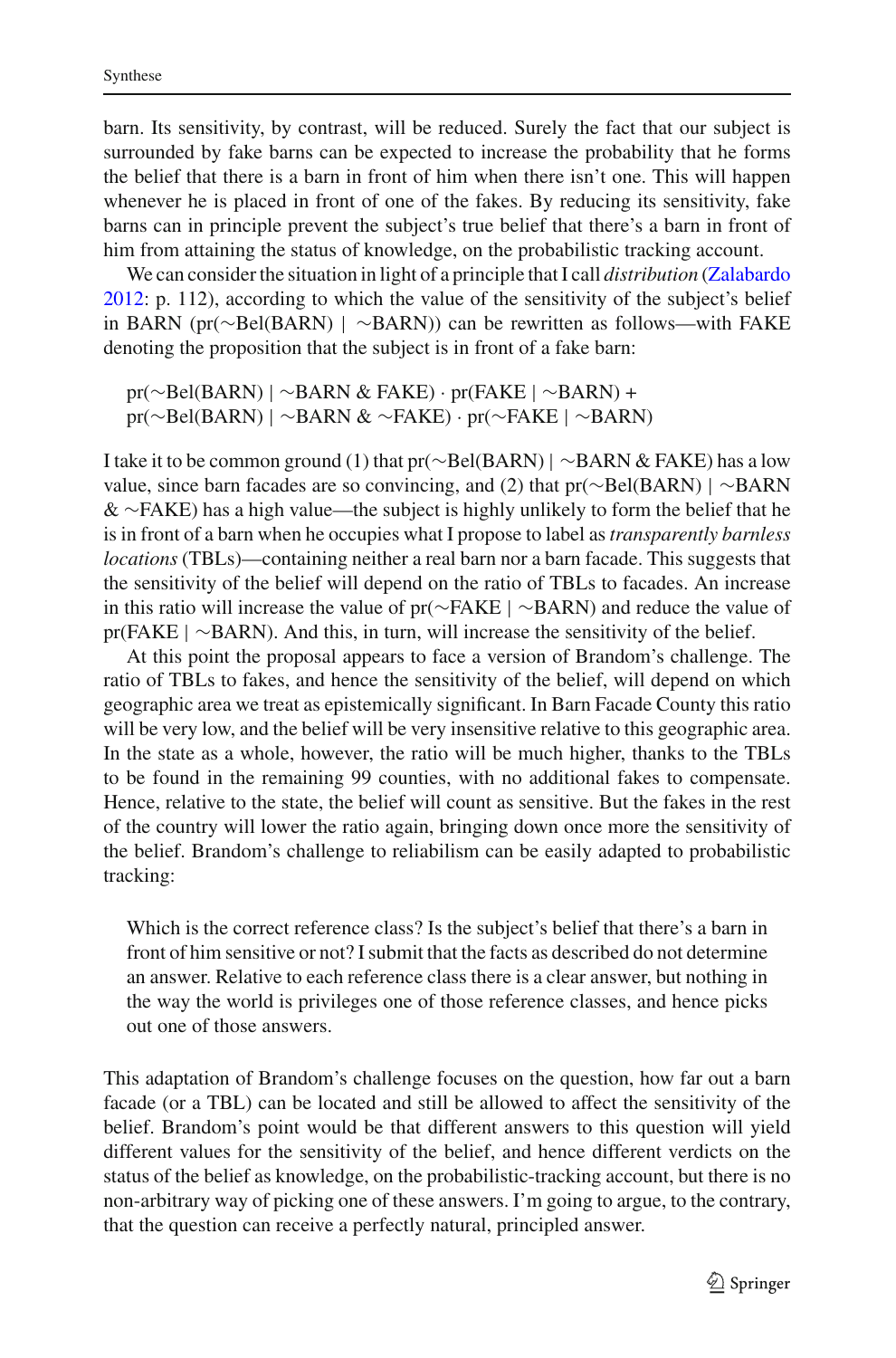barn. Its sensitivity, by contrast, will be reduced. Surely the fact that our subject is surrounded by fake barns can be expected to increase the probability that he forms the belief that there is a barn in front of him when there isn't one. This will happen whenever he is placed in front of one of the fakes. By reducing its sensitivity, fake barns can in principle prevent the subject's true belief that there's a barn in front of him from attaining the status of knowledge, on the probabilistic tracking account.

We can consider the situation in light of a principle that I call *distribution* (Zalabardo 2012: p. 112), according to which the value of the sensitivity of the subject's belief in BARN (pr(∼Bel(BARN) | ∼BARN)) can be rewritten as follows—with FAKE denoting the proposition that the subject is in front of a fake barn:

> pr(∼Bel(BARN) | ∼BARN & FAKE) · pr(FAKE | ∼BARN) +
> pr(∼Bel(BARN) | ∼BARN & ∼FAKE) · pr(∼FAKE | ∼BARN)

I take it to be common ground (1) that pr(∼Bel(BARN) | ∼BARN & FAKE) has a low value, since barn facades are so convincing, and (2) that pr(∼Bel(BARN) | ∼BARN & ∼FAKE) has a high value—the subject is highly unlikely to form the belief that he is in front of a barn when he occupies what I propose to label as *transparently barnless locations* (TBLs)—containing neither a real barn nor a barn facade. This suggests that the sensitivity of the belief will depend on the ratio of TBLs to facades. An increase in this ratio will increase the value of pr(∼FAKE | ∼BARN) and reduce the value of pr(FAKE | ∼BARN). And this, in turn, will increase the sensitivity of the belief.

At this point the proposal appears to face a version of Brandom's challenge. The ratio of TBLs to fakes, and hence the sensitivity of the belief, will depend on which geographic area we treat as epistemically significant. In Barn Facade County this ratio will be very low, and the belief will be very insensitive relative to this geographic area. In the state as a whole, however, the ratio will be much higher, thanks to the TBLs to be found in the remaining 99 counties, with no additional fakes to compensate. Hence, relative to the state, the belief will count as sensitive. But the fakes in the rest of the country will lower the ratio again, bringing down once more the sensitivity of the belief. Brandom's challenge to reliabilism can be easily adapted to probabilistic tracking:

> Which is the correct reference class? Is the subject's belief that there's a barn in front of him sensitive or not? I submit that the facts as described do not determine an answer. Relative to each reference class there is a clear answer, but nothing in the way the world is privileges one of those reference classes, and hence picks out one of those answers.

This adaptation of Brandom's challenge focuses on the question, how far out a barn facade (or a TBL) can be located and still be allowed to affect the sensitivity of the belief. Brandom's point would be that different answers to this question will yield different values for the sensitivity of the belief, and hence different verdicts on the status of the belief as knowledge, on the probabilistic-tracking account, but there is no non-arbitrary way of picking one of these answers. I'm going to argue, to the contrary, that the question can receive a perfectly natural, principled answer.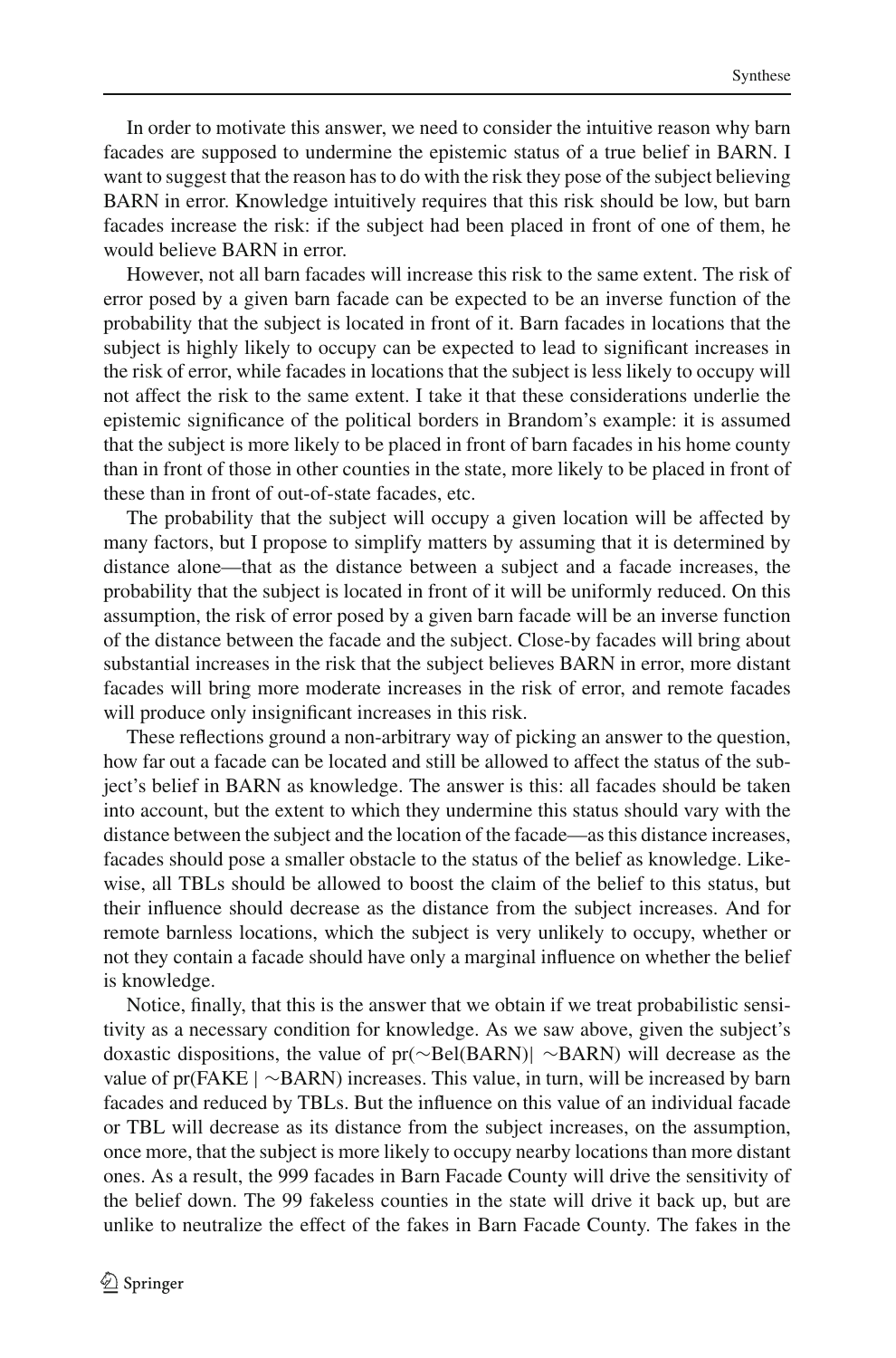In order to motivate this answer, we need to consider the intuitive reason why barn facades are supposed to undermine the epistemic status of a true belief in BARN. I want to suggest that the reason has to do with the risk they pose of the subject believing BARN in error. Knowledge intuitively requires that this risk should be low, but barn facades increase the risk: if the subject had been placed in front of one of them, he would believe BARN in error.

However, not all barn facades will increase this risk to the same extent. The risk of error posed by a given barn facade can be expected to be an inverse function of the probability that the subject is located in front of it. Barn facades in locations that the subject is highly likely to occupy can be expected to lead to significant increases in the risk of error, while facades in locations that the subject is less likely to occupy will not affect the risk to the same extent. I take it that these considerations underlie the epistemic significance of the political borders in Brandom's example: it is assumed that the subject is more likely to be placed in front of barn facades in his home county than in front of those in other counties in the state, more likely to be placed in front of these than in front of out-of-state facades, etc.

The probability that the subject will occupy a given location will be affected by many factors, but I propose to simplify matters by assuming that it is determined by distance alone—that as the distance between a subject and a facade increases, the probability that the subject is located in front of it will be uniformly reduced. On this assumption, the risk of error posed by a given barn facade will be an inverse function of the distance between the facade and the subject. Close-by facades will bring about substantial increases in the risk that the subject believes BARN in error, more distant facades will bring more moderate increases in the risk of error, and remote facades will produce only insignificant increases in this risk.

These reflections ground a non-arbitrary way of picking an answer to the question, how far out a facade can be located and still be allowed to affect the status of the subject's belief in BARN as knowledge. The answer is this: all facades should be taken into account, but the extent to which they undermine this status should vary with the distance between the subject and the location of the facade—as this distance increases, facades should pose a smaller obstacle to the status of the belief as knowledge. Likewise, all TBLs should be allowed to boost the claim of the belief to this status, but their influence should decrease as the distance from the subject increases. And for remote barnless locations, which the subject is very unlikely to occupy, whether or not they contain a facade should have only a marginal influence on whether the belief is knowledge.

Notice, finally, that this is the answer that we obtain if we treat probabilistic sensitivity as a necessary condition for knowledge. As we saw above, given the subject's doxastic dispositions, the value of pr(∼Bel(BARN)| ∼BARN) will decrease as the value of pr(FAKE | ∼BARN) increases. This value, in turn, will be increased by barn facades and reduced by TBLs. But the influence on this value of an individual facade or TBL will decrease as its distance from the subject increases, on the assumption, once more, that the subject is more likely to occupy nearby locations than more distant ones. As a result, the 999 facades in Barn Facade County will drive the sensitivity of the belief down. The 99 fakeless counties in the state will drive it back up, but are unlike to neutralize the effect of the fakes in Barn Facade County. The fakes in the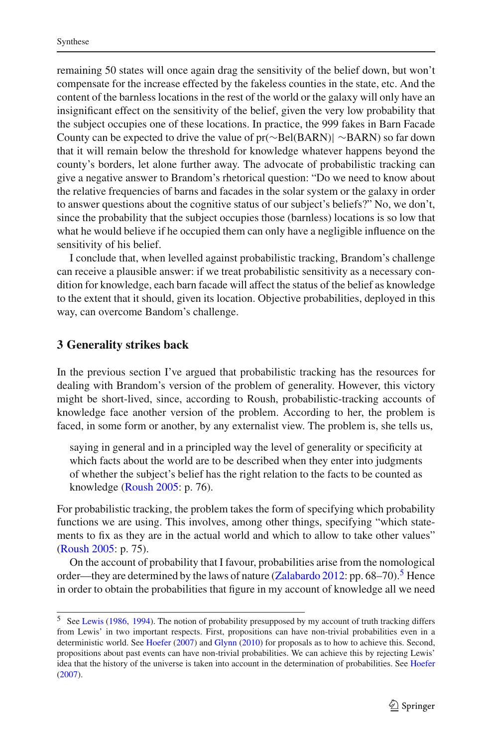remaining 50 states will once again drag the sensitivity of the belief down, but won't compensate for the increase effected by the fakeless counties in the state, etc. And the content of the barnless locations in the rest of the world or the galaxy will only have an insignificant effect on the sensitivity of the belief, given the very low probability that the subject occupies one of these locations. In practice, the 999 fakes in Barn Facade County can be expected to drive the value of pr(∼Bel(BARN)| ∼BARN) so far down that it will remain below the threshold for knowledge whatever happens beyond the county's borders, let alone further away. The advocate of probabilistic tracking can give a negative answer to Brandom's rhetorical question: "Do we need to know about the relative frequencies of barns and facades in the solar system or the galaxy in order to answer questions about the cognitive status of our subject's beliefs?" No, we don't, since the probability that the subject occupies those (barnless) locations is so low that what he would believe if he occupied them can only have a negligible influence on the sensitivity of his belief.

I conclude that, when levelled against probabilistic tracking, Brandom's challenge can receive a plausible answer: if we treat probabilistic sensitivity as a necessary condition for knowledge, each barn facade will affect the status of the belief as knowledge to the extent that it should, given its location. Objective probabilities, deployed in this way, can overcome Bandom's challenge.

## 3 Generality strikes back

In the previous section I've argued that probabilistic tracking has the resources for dealing with Brandom's version of the problem of generality. However, this victory might be short-lived, since, according to Roush, probabilistic-tracking accounts of knowledge face another version of the problem. According to her, the problem is faced, in some form or another, by any externalist view. The problem is, she tells us,

> saying in general and in a principled way the level of generality or specificity at which facts about the world are to be described when they enter into judgments of whether the subject's belief has the right relation to the facts to be counted as knowledge (Roush 2005: p. 76).

For probabilistic tracking, the problem takes the form of specifying which probability functions we are using. This involves, among other things, specifying "which statements to fix as they are in the actual world and which to allow to take other values" (Roush 2005: p. 75).

On the account of probability that I favour, probabilities arise from the nomological order—they are determined by the laws of nature (Zalabardo 2012: pp. 68–70).[5] Hence in order to obtain the probabilities that figure in my account of knowledge all we need

---

[5] See Lewis (1986, 1994). The notion of probability presupposed by my account of truth tracking differs from Lewis' in two important respects. First, propositions can have non-trivial probabilities even in a deterministic world. See Hoefer (2007) and Glynn (2010) for proposals as to how to achieve this. Second, propositions about past events can have non-trivial probabilities. We can achieve this by rejecting Lewis' idea that the history of the universe is taken into account in the determination of probabilities. See Hoefer (2007).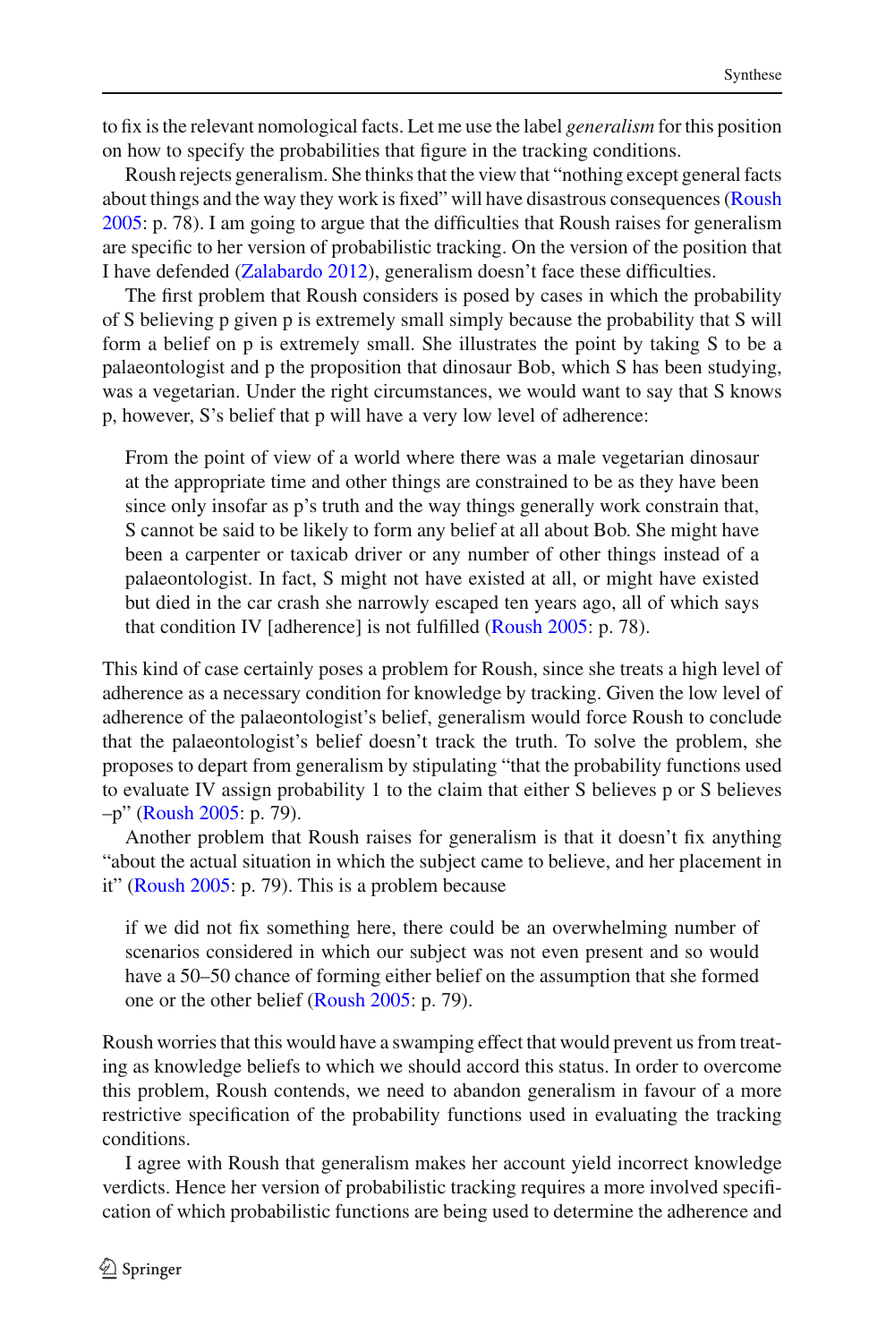to fix is the relevant nomological facts. Let me use the label *generalism* for this position on how to specify the probabilities that figure in the tracking conditions.

Roush rejects generalism. She thinks that the view that "nothing except general facts about things and the way they work is fixed" will have disastrous consequences (Roush 2005: p. 78). I am going to argue that the difficulties that Roush raises for generalism are specific to her version of probabilistic tracking. On the version of the position that I have defended (Zalabardo 2012), generalism doesn't face these difficulties.

The first problem that Roush considers is posed by cases in which the probability of S believing p given p is extremely small simply because the probability that S will form a belief on p is extremely small. She illustrates the point by taking S to be a palaeontologist and p the proposition that dinosaur Bob, which S has been studying, was a vegetarian. Under the right circumstances, we would want to say that S knows p, however, S's belief that p will have a very low level of adherence:

> From the point of view of a world where there was a male vegetarian dinosaur at the appropriate time and other things are constrained to be as they have been since only insofar as p's truth and the way things generally work constrain that, S cannot be said to be likely to form any belief at all about Bob. She might have been a carpenter or taxicab driver or any number of other things instead of a palaeontologist. In fact, S might not have existed at all, or might have existed but died in the car crash she narrowly escaped ten years ago, all of which says that condition IV [adherence] is not fulfilled (Roush 2005: p. 78).

This kind of case certainly poses a problem for Roush, since she treats a high level of adherence as a necessary condition for knowledge by tracking. Given the low level of adherence of the palaeontologist's belief, generalism would force Roush to conclude that the palaeontologist's belief doesn't track the truth. To solve the problem, she proposes to depart from generalism by stipulating "that the probability functions used to evaluate IV assign probability 1 to the claim that either S believes p or S believes –p" (Roush 2005: p. 79).

Another problem that Roush raises for generalism is that it doesn't fix anything "about the actual situation in which the subject came to believe, and her placement in it" (Roush 2005: p. 79). This is a problem because

> if we did not fix something here, there could be an overwhelming number of scenarios considered in which our subject was not even present and so would have a 50–50 chance of forming either belief on the assumption that she formed one or the other belief (Roush 2005: p. 79).

Roush worries that this would have a swamping effect that would prevent us from treating as knowledge beliefs to which we should accord this status. In order to overcome this problem, Roush contends, we need to abandon generalism in favour of a more restrictive specification of the probability functions used in evaluating the tracking conditions.

I agree with Roush that generalism makes her account yield incorrect knowledge verdicts. Hence her version of probabilistic tracking requires a more involved specification of which probabilistic functions are being used to determine the adherence and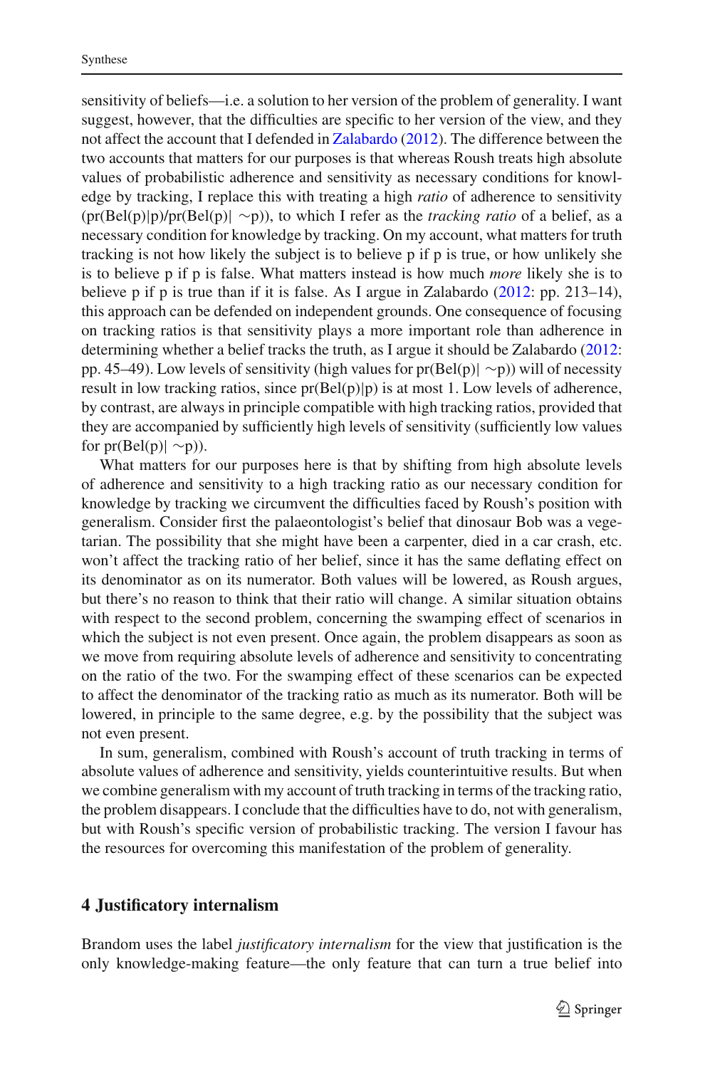sensitivity of beliefs—i.e. a solution to her version of the problem of generality. I want suggest, however, that the difficulties are specific to her version of the view, and they not affect the account that I defended in Zalabardo (2012). The difference between the two accounts that matters for our purposes is that whereas Roush treats high absolute values of probabilistic adherence and sensitivity as necessary conditions for knowledge by tracking, I replace this with treating a high *ratio* of adherence to sensitivity ($pr(Bel(p)|p)/pr(Bel(p)| \sim p)$), to which I refer as the *tracking ratio* of a belief, as a necessary condition for knowledge by tracking. On my account, what matters for truth tracking is not how likely the subject is to believe p if p is true, or how unlikely she is to believe p if p is false. What matters instead is how much *more* likely she is to believe p if p is true than if it is false. As I argue in Zalabardo (2012: pp. 213–14), this approach can be defended on independent grounds. One consequence of focusing on tracking ratios is that sensitivity plays a more important role than adherence in determining whether a belief tracks the truth, as I argue it should be Zalabardo (2012: pp. 45–49). Low levels of sensitivity (high values for $pr(Bel(p)| \sim p)$) will of necessity result in low tracking ratios, since $pr(Bel(p)|p)$ is at most 1. Low levels of adherence, by contrast, are always in principle compatible with high tracking ratios, provided that they are accompanied by sufficiently high levels of sensitivity (sufficiently low values for $pr(Bel(p)| \sim p)$).

What matters for our purposes here is that by shifting from high absolute levels of adherence and sensitivity to a high tracking ratio as our necessary condition for knowledge by tracking we circumvent the difficulties faced by Roush's position with generalism. Consider first the palaeontologist's belief that dinosaur Bob was a vegetarian. The possibility that she might have been a carpenter, died in a car crash, etc. won't affect the tracking ratio of her belief, since it has the same deflating effect on its denominator as on its numerator. Both values will be lowered, as Roush argues, but there's no reason to think that their ratio will change. A similar situation obtains with respect to the second problem, concerning the swamping effect of scenarios in which the subject is not even present. Once again, the problem disappears as soon as we move from requiring absolute levels of adherence and sensitivity to concentrating on the ratio of the two. For the swamping effect of these scenarios can be expected to affect the denominator of the tracking ratio as much as its numerator. Both will be lowered, in principle to the same degree, e.g. by the possibility that the subject was not even present.

In sum, generalism, combined with Roush's account of truth tracking in terms of absolute values of adherence and sensitivity, yields counterintuitive results. But when we combine generalism with my account of truth tracking in terms of the tracking ratio, the problem disappears. I conclude that the difficulties have to do, not with generalism, but with Roush's specific version of probabilistic tracking. The version I favour has the resources for overcoming this manifestation of the problem of generality.

## 4 Justificatory internalism

Brandom uses the label *justificatory internalism* for the view that justification is the only knowledge-making feature—the only feature that can turn a true belief into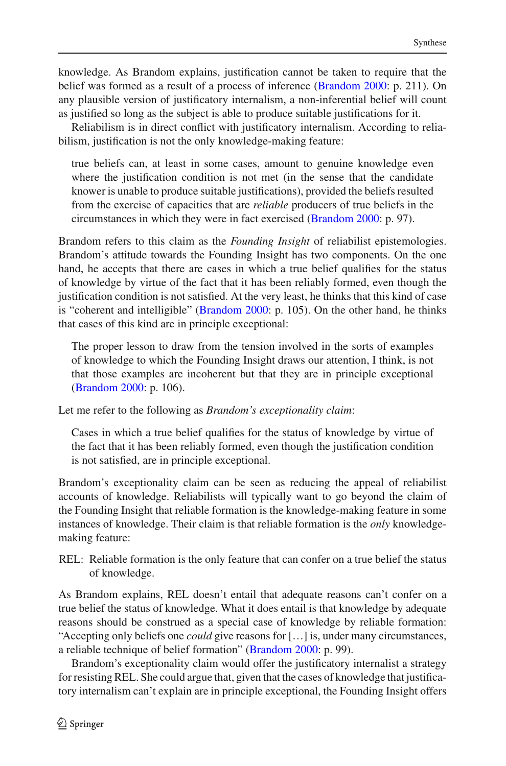knowledge. As Brandom explains, justification cannot be taken to require that the belief was formed as a result of a process of inference (Brandom 2000: p. 211). On any plausible version of justificatory internalism, a non-inferential belief will count as justified so long as the subject is able to produce suitable justifications for it.

Reliabilism is in direct conflict with justificatory internalism. According to reliabilism, justification is not the only knowledge-making feature:

> true beliefs can, at least in some cases, amount to genuine knowledge even where the justification condition is not met (in the sense that the candidate knower is unable to produce suitable justifications), provided the beliefs resulted from the exercise of capacities that are *reliable* producers of true beliefs in the circumstances in which they were in fact exercised (Brandom 2000: p. 97).

Brandom refers to this claim as the *Founding Insight* of reliabilist epistemologies. Brandom's attitude towards the Founding Insight has two components. On the one hand, he accepts that there are cases in which a true belief qualifies for the status of knowledge by virtue of the fact that it has been reliably formed, even though the justification condition is not satisfied. At the very least, he thinks that this kind of case is "coherent and intelligible" (Brandom 2000: p. 105). On the other hand, he thinks that cases of this kind are in principle exceptional:

> The proper lesson to draw from the tension involved in the sorts of examples of knowledge to which the Founding Insight draws our attention, I think, is not that those examples are incoherent but that they are in principle exceptional (Brandom 2000: p. 106).

Let me refer to the following as *Brandom's exceptionality claim*:

> Cases in which a true belief qualifies for the status of knowledge by virtue of the fact that it has been reliably formed, even though the justification condition is not satisfied, are in principle exceptional.

Brandom's exceptionality claim can be seen as reducing the appeal of reliabilist accounts of knowledge. Reliabilists will typically want to go beyond the claim of the Founding Insight that reliable formation is the knowledge-making feature in some instances of knowledge. Their claim is that reliable formation is the *only* knowledge-making feature:

REL: Reliable formation is the only feature that can confer on a true belief the status of knowledge.

As Brandom explains, REL doesn't entail that adequate reasons can't confer on a true belief the status of knowledge. What it does entail is that knowledge by adequate reasons should be construed as a special case of knowledge by reliable formation: "Accepting only beliefs one *could* give reasons for [...] is, under many circumstances, a reliable technique of belief formation" (Brandom 2000: p. 99).

Brandom's exceptionality claim would offer the justificatory internalist a strategy for resisting REL. She could argue that, given that the cases of knowledge that justificatory internalism can't explain are in principle exceptional, the Founding Insight offers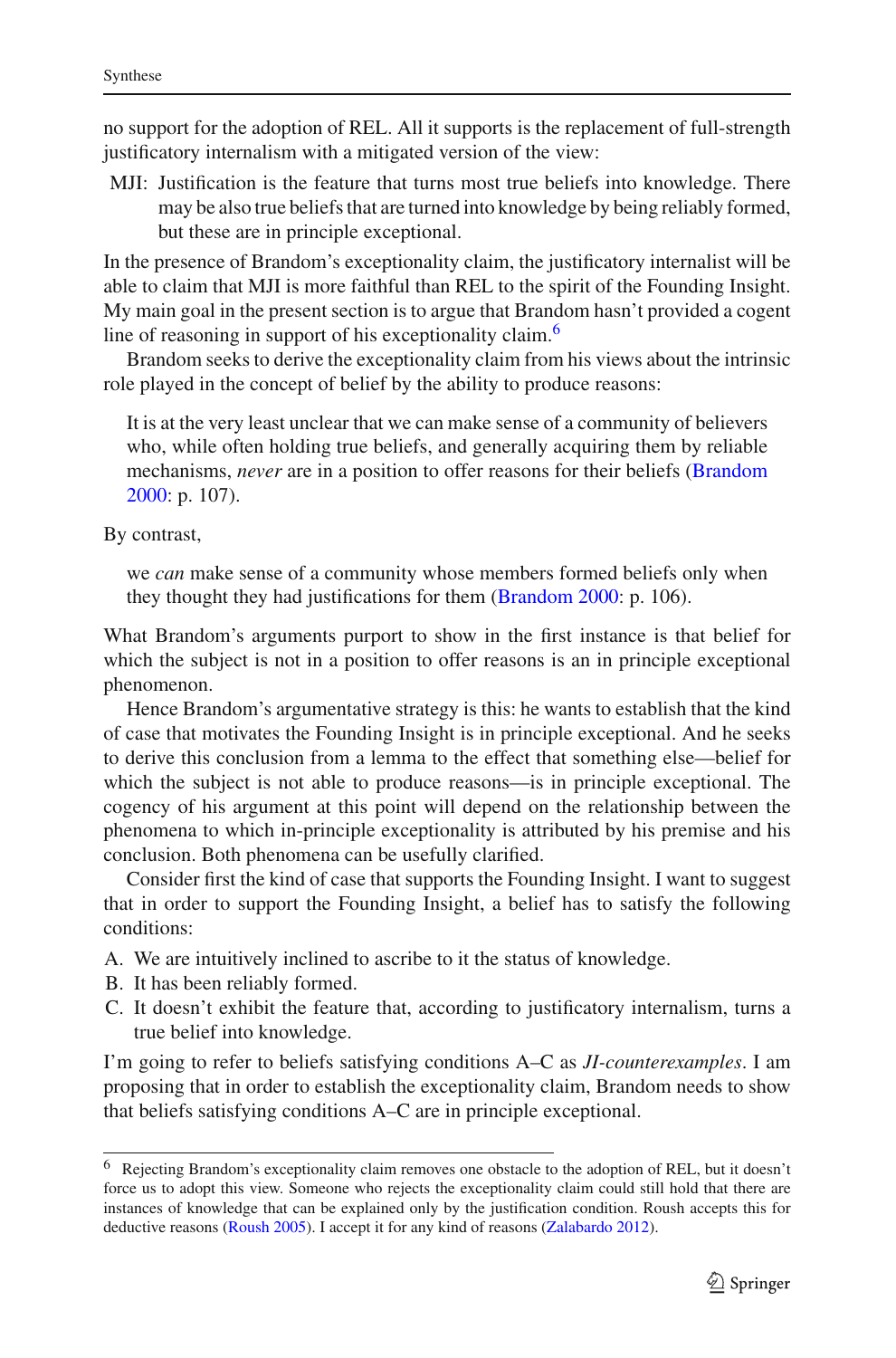no support for the adoption of REL. All it supports is the replacement of full-strength justificatory internalism with a mitigated version of the view:

MJI: Justification is the feature that turns most true beliefs into knowledge. There may be also true beliefs that are turned into knowledge by being reliably formed, but these are in principle exceptional.

In the presence of Brandom's exceptionality claim, the justificatory internalist will be able to claim that MJI is more faithful than REL to the spirit of the Founding Insight. My main goal in the present section is to argue that Brandom hasn't provided a cogent line of reasoning in support of his exceptionality claim.[6]

Brandom seeks to derive the exceptionality claim from his views about the intrinsic role played in the concept of belief by the ability to produce reasons:

> It is at the very least unclear that we can make sense of a community of believers who, while often holding true beliefs, and generally acquiring them by reliable mechanisms, *never* are in a position to offer reasons for their beliefs (Brandom 2000: p. 107).

By contrast,

> we *can* make sense of a community whose members formed beliefs only when they thought they had justifications for them (Brandom 2000: p. 106).

What Brandom's arguments purport to show in the first instance is that belief for which the subject is not in a position to offer reasons is an in principle exceptional phenomenon.

Hence Brandom's argumentative strategy is this: he wants to establish that the kind of case that motivates the Founding Insight is in principle exceptional. And he seeks to derive this conclusion from a lemma to the effect that something else—belief for which the subject is not able to produce reasons—is in principle exceptional. The cogency of his argument at this point will depend on the relationship between the phenomena to which in-principle exceptionality is attributed by his premise and his conclusion. Both phenomena can be usefully clarified.

Consider first the kind of case that supports the Founding Insight. I want to suggest that in order to support the Founding Insight, a belief has to satisfy the following conditions:

A. We are intuitively inclined to ascribe to it the status of knowledge.
B. It has been reliably formed.
C. It doesn't exhibit the feature that, according to justificatory internalism, turns a true belief into knowledge.

I'm going to refer to beliefs satisfying conditions A–C as *JI-counterexamples*. I am proposing that in order to establish the exceptionality claim, Brandom needs to show that beliefs satisfying conditions A–C are in principle exceptional.

[6] Rejecting Brandom's exceptionality claim removes one obstacle to the adoption of REL, but it doesn't force us to adopt this view. Someone who rejects the exceptionality claim could still hold that there are instances of knowledge that can be explained only by the justification condition. Roush accepts this for deductive reasons (Roush 2005). I accept it for any kind of reasons (Zalabardo 2012).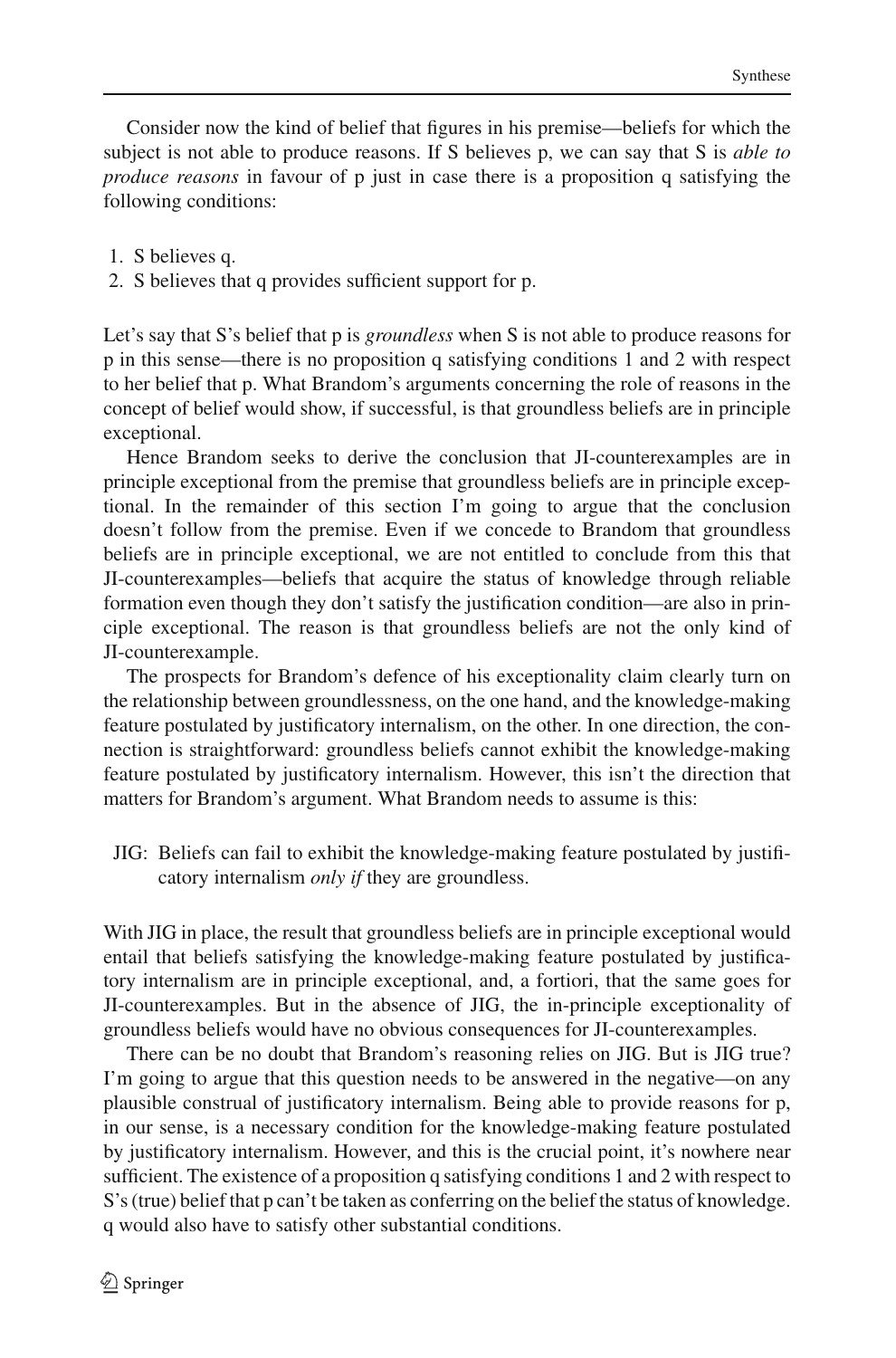Consider now the kind of belief that figures in his premise—beliefs for which the subject is not able to produce reasons. If S believes p, we can say that S is *able to produce reasons* in favour of p just in case there is a proposition q satisfying the following conditions:

1. S believes q.
2. S believes that q provides sufficient support for p.

Let's say that S's belief that p is *groundless* when S is not able to produce reasons for p in this sense—there is no proposition q satisfying conditions 1 and 2 with respect to her belief that p. What Brandom's arguments concerning the role of reasons in the concept of belief would show, if successful, is that groundless beliefs are in principle exceptional.

Hence Brandom seeks to derive the conclusion that JI-counterexamples are in principle exceptional from the premise that groundless beliefs are in principle exceptional. In the remainder of this section I'm going to argue that the conclusion doesn't follow from the premise. Even if we concede to Brandom that groundless beliefs are in principle exceptional, we are not entitled to conclude from this that JI-counterexamples—beliefs that acquire the status of knowledge through reliable formation even though they don't satisfy the justification condition—are also in principle exceptional. The reason is that groundless beliefs are not the only kind of JI-counterexample.

The prospects for Brandom's defence of his exceptionality claim clearly turn on the relationship between groundlessness, on the one hand, and the knowledge-making feature postulated by justificatory internalism, on the other. In one direction, the connection is straightforward: groundless beliefs cannot exhibit the knowledge-making feature postulated by justificatory internalism. However, this isn't the direction that matters for Brandom's argument. What Brandom needs to assume is this:

JIG: Beliefs can fail to exhibit the knowledge-making feature postulated by justificatory internalism *only if* they are groundless.

With JIG in place, the result that groundless beliefs are in principle exceptional would entail that beliefs satisfying the knowledge-making feature postulated by justificatory internalism are in principle exceptional, and, a fortiori, that the same goes for JI-counterexamples. But in the absence of JIG, the in-principle exceptionality of groundless beliefs would have no obvious consequences for JI-counterexamples.

There can be no doubt that Brandom's reasoning relies on JIG. But is JIG true? I'm going to argue that this question needs to be answered in the negative—on any plausible construal of justificatory internalism. Being able to provide reasons for p, in our sense, is a necessary condition for the knowledge-making feature postulated by justificatory internalism. However, and this is the crucial point, it's nowhere near sufficient. The existence of a proposition q satisfying conditions 1 and 2 with respect to S's (true) belief that p can't be taken as conferring on the belief the status of knowledge. q would also have to satisfy other substantial conditions.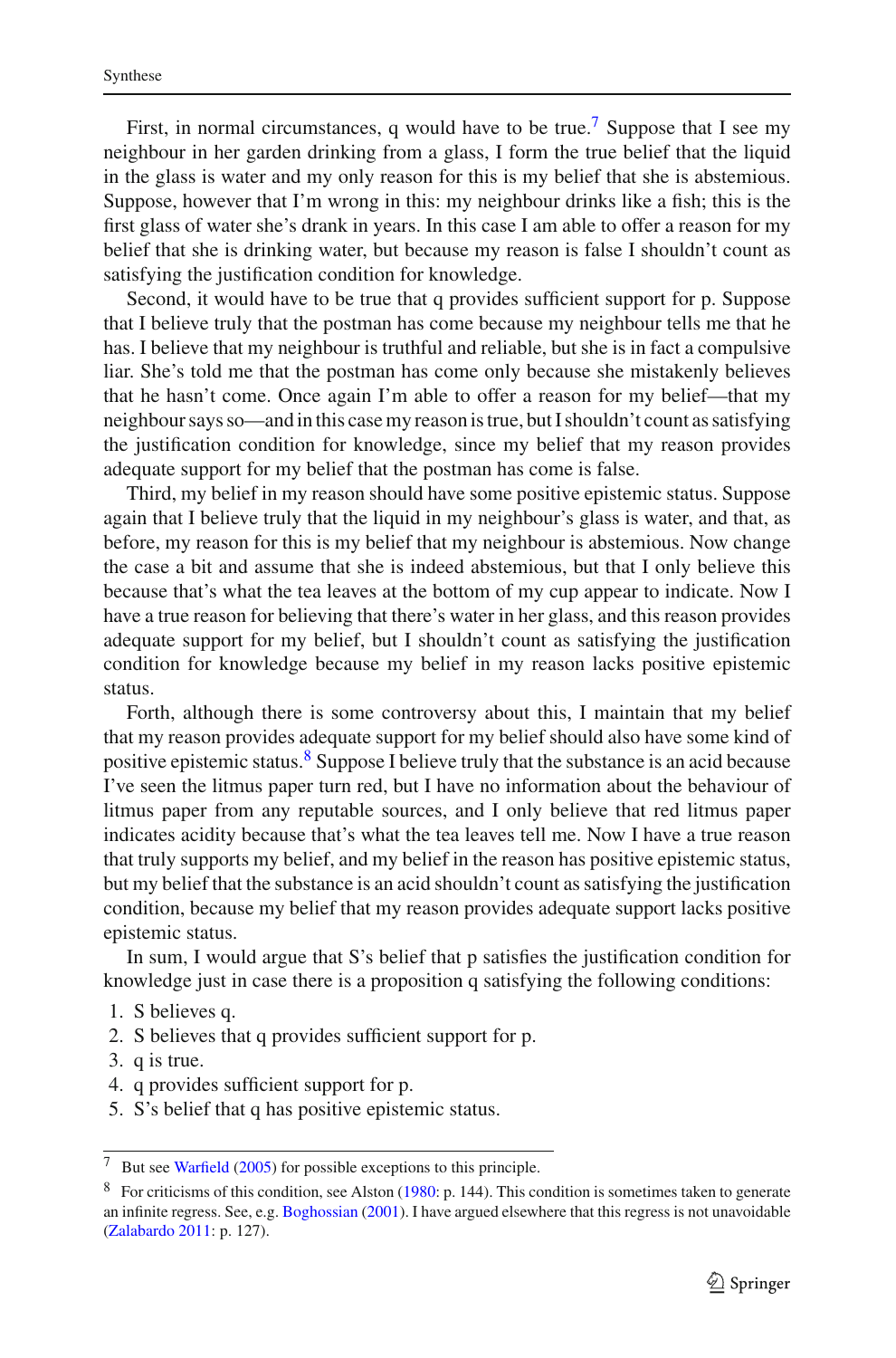First, in normal circumstances, q would have to be true.[7] Suppose that I see my neighbour in her garden drinking from a glass, I form the true belief that the liquid in the glass is water and my only reason for this is my belief that she is abstemious. Suppose, however that I'm wrong in this: my neighbour drinks like a fish; this is the first glass of water she's drank in years. In this case I am able to offer a reason for my belief that she is drinking water, but because my reason is false I shouldn't count as satisfying the justification condition for knowledge.

Second, it would have to be true that q provides sufficient support for p. Suppose that I believe truly that the postman has come because my neighbour tells me that he has. I believe that my neighbour is truthful and reliable, but she is in fact a compulsive liar. She's told me that the postman has come only because she mistakenly believes that he hasn't come. Once again I'm able to offer a reason for my belief—that my neighbour says so—and in this case my reason is true, but I shouldn't count as satisfying the justification condition for knowledge, since my belief that my reason provides adequate support for my belief that the postman has come is false.

Third, my belief in my reason should have some positive epistemic status. Suppose again that I believe truly that the liquid in my neighbour's glass is water, and that, as before, my reason for this is my belief that my neighbour is abstemious. Now change the case a bit and assume that she is indeed abstemious, but that I only believe this because that's what the tea leaves at the bottom of my cup appear to indicate. Now I have a true reason for believing that there's water in her glass, and this reason provides adequate support for my belief, but I shouldn't count as satisfying the justification condition for knowledge because my belief in my reason lacks positive epistemic status.

Forth, although there is some controversy about this, I maintain that my belief that my reason provides adequate support for my belief should also have some kind of positive epistemic status.[8] Suppose I believe truly that the substance is an acid because I've seen the litmus paper turn red, but I have no information about the behaviour of litmus paper from any reputable sources, and I only believe that red litmus paper indicates acidity because that's what the tea leaves tell me. Now I have a true reason that truly supports my belief, and my belief in the reason has positive epistemic status, but my belief that the substance is an acid shouldn't count as satisfying the justification condition, because my belief that my reason provides adequate support lacks positive epistemic status.

In sum, I would argue that S's belief that p satisfies the justification condition for knowledge just in case there is a proposition q satisfying the following conditions:

1. S believes q.
2. S believes that q provides sufficient support for p.
3. q is true.
4. q provides sufficient support for p.
5. S's belief that q has positive epistemic status.

---

[7] But see Warfield (2005) for possible exceptions to this principle.

[8] For criticisms of this condition, see Alston (1980: p. 144). This condition is sometimes taken to generate an infinite regress. See, e.g. Boghossian (2001). I have argued elsewhere that this regress is not unavoidable (Zalabardo 2011: p. 127).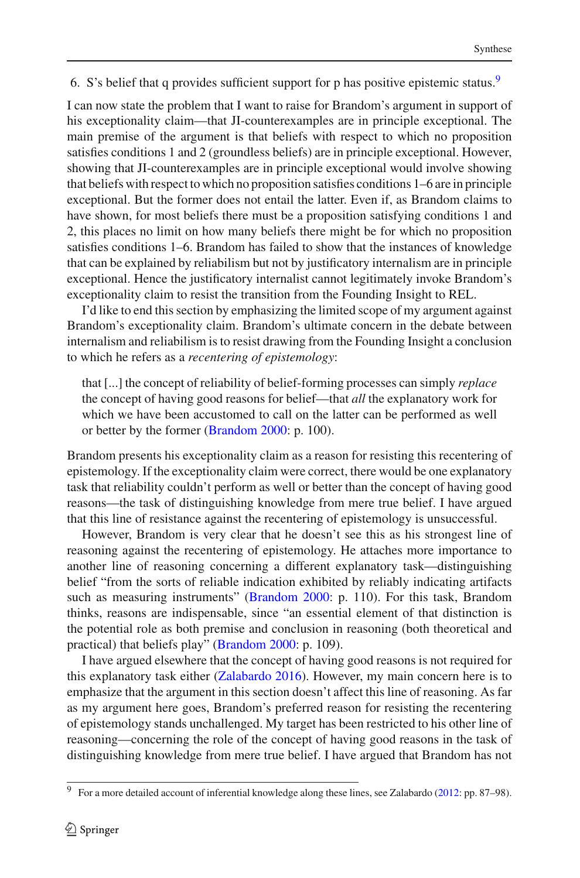6. S's belief that q provides sufficient support for p has positive epistemic status.[9]

I can now state the problem that I want to raise for Brandom's argument in support of his exceptionality claim—that JI-counterexamples are in principle exceptional. The main premise of the argument is that beliefs with respect to which no proposition satisfies conditions 1 and 2 (groundless beliefs) are in principle exceptional. However, showing that JI-counterexamples are in principle exceptional would involve showing that beliefs with respect to which no proposition satisfies conditions 1–6 are in principle exceptional. But the former does not entail the latter. Even if, as Brandom claims to have shown, for most beliefs there must be a proposition satisfying conditions 1 and 2, this places no limit on how many beliefs there might be for which no proposition satisfies conditions 1–6. Brandom has failed to show that the instances of knowledge that can be explained by reliabilism but not by justificatory internalism are in principle exceptional. Hence the justificatory internalist cannot legitimately invoke Brandom's exceptionality claim to resist the transition from the Founding Insight to REL.

I'd like to end this section by emphasizing the limited scope of my argument against Brandom's exceptionality claim. Brandom's ultimate concern in the debate between internalism and reliabilism is to resist drawing from the Founding Insight a conclusion to which he refers as a *recentering of epistemology*:

> that [...] the concept of reliability of belief-forming processes can simply *replace* the concept of having good reasons for belief—that *all* the explanatory work for which we have been accustomed to call on the latter can be performed as well or better by the former (Brandom 2000: p. 100).

Brandom presents his exceptionality claim as a reason for resisting this recentering of epistemology. If the exceptionality claim were correct, there would be one explanatory task that reliability couldn't perform as well or better than the concept of having good reasons—the task of distinguishing knowledge from mere true belief. I have argued that this line of resistance against the recentering of epistemology is unsuccessful.

However, Brandom is very clear that he doesn't see this as his strongest line of reasoning against the recentering of epistemology. He attaches more importance to another line of reasoning concerning a different explanatory task—distinguishing belief "from the sorts of reliable indication exhibited by reliably indicating artifacts such as measuring instruments" (Brandom 2000: p. 110). For this task, Brandom thinks, reasons are indispensable, since "an essential element of that distinction is the potential role as both premise and conclusion in reasoning (both theoretical and practical) that beliefs play" (Brandom 2000: p. 109).

I have argued elsewhere that the concept of having good reasons is not required for this explanatory task either (Zalabardo 2016). However, my main concern here is to emphasize that the argument in this section doesn't affect this line of reasoning. As far as my argument here goes, Brandom's preferred reason for resisting the recentering of epistemology stands unchallenged. My target has been restricted to his other line of reasoning—concerning the role of the concept of having good reasons in the task of distinguishing knowledge from mere true belief. I have argued that Brandom has not

[9] For a more detailed account of inferential knowledge along these lines, see Zalabardo (2012: pp. 87–98).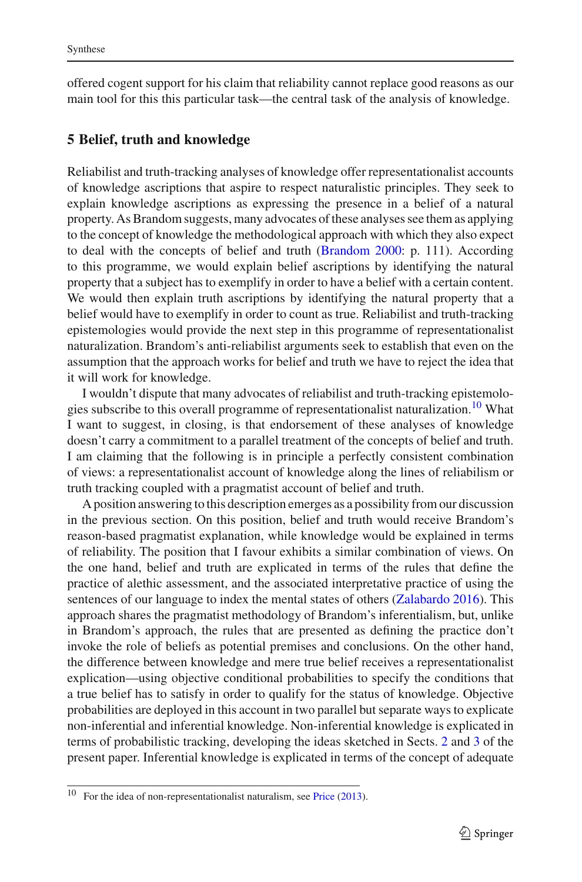offered cogent support for his claim that reliability cannot replace good reasons as our main tool for this this particular task—the central task of the analysis of knowledge.

## 5 Belief, truth and knowledge

Reliabilist and truth-tracking analyses of knowledge offer representationalist accounts of knowledge ascriptions that aspire to respect naturalistic principles. They seek to explain knowledge ascriptions as expressing the presence in a belief of a natural property. As Brandom suggests, many advocates of these analyses see them as applying to the concept of knowledge the methodological approach with which they also expect to deal with the concepts of belief and truth (Brandom 2000: p. 111). According to this programme, we would explain belief ascriptions by identifying the natural property that a subject has to exemplify in order to have a belief with a certain content. We would then explain truth ascriptions by identifying the natural property that a belief would have to exemplify in order to count as true. Reliabilist and truth-tracking epistemologies would provide the next step in this programme of representationalist naturalization. Brandom's anti-reliabilist arguments seek to establish that even on the assumption that the approach works for belief and truth we have to reject the idea that it will work for knowledge.

I wouldn't dispute that many advocates of reliabilist and truth-tracking epistemologies subscribe to this overall programme of representationalist naturalization.[10] What I want to suggest, in closing, is that endorsement of these analyses of knowledge doesn't carry a commitment to a parallel treatment of the concepts of belief and truth. I am claiming that the following is in principle a perfectly consistent combination of views: a representationalist account of knowledge along the lines of reliabilism or truth tracking coupled with a pragmatist account of belief and truth.

A position answering to this description emerges as a possibility from our discussion in the previous section. On this position, belief and truth would receive Brandom's reason-based pragmatist explanation, while knowledge would be explained in terms of reliability. The position that I favour exhibits a similar combination of views. On the one hand, belief and truth are explicated in terms of the rules that define the practice of alethic assessment, and the associated interpretative practice of using the sentences of our language to index the mental states of others (Zalabardo 2016). This approach shares the pragmatist methodology of Brandom's inferentialism, but, unlike in Brandom's approach, the rules that are presented as defining the practice don't invoke the role of beliefs as potential premises and conclusions. On the other hand, the difference between knowledge and mere true belief receives a representationalist explication—using objective conditional probabilities to specify the conditions that a true belief has to satisfy in order to qualify for the status of knowledge. Objective probabilities are deployed in this account in two parallel but separate ways to explicate non-inferential and inferential knowledge. Non-inferential knowledge is explicated in terms of probabilistic tracking, developing the ideas sketched in Sects. 2 and 3 of the present paper. Inferential knowledge is explicated in terms of the concept of adequate

[10] For the idea of non-representationalist naturalism, see Price (2013).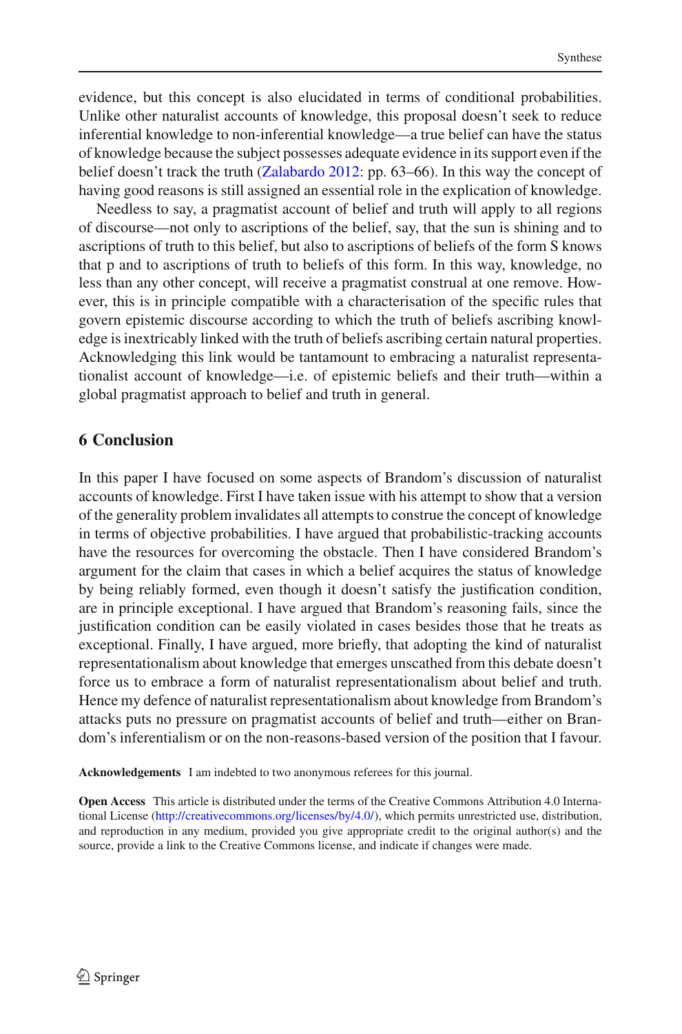evidence, but this concept is also elucidated in terms of conditional probabilities. Unlike other naturalist accounts of knowledge, this proposal doesn't seek to reduce inferential knowledge to non-inferential knowledge—a true belief can have the status of knowledge because the subject possesses adequate evidence in its support even if the belief doesn't track the truth (Zalabardo 2012: pp. 63–66). In this way the concept of having good reasons is still assigned an essential role in the explication of knowledge.

Needless to say, a pragmatist account of belief and truth will apply to all regions of discourse—not only to ascriptions of the belief, say, that the sun is shining and to ascriptions of truth to this belief, but also to ascriptions of beliefs of the form S knows that p and to ascriptions of truth to beliefs of this form. In this way, knowledge, no less than any other concept, will receive a pragmatist construal at one remove. However, this is in principle compatible with a characterisation of the specific rules that govern epistemic discourse according to which the truth of beliefs ascribing knowledge is inextricably linked with the truth of beliefs ascribing certain natural properties. Acknowledging this link would be tantamount to embracing a naturalist representationalist account of knowledge—i.e. of epistemic beliefs and their truth—within a global pragmatist approach to belief and truth in general.

## 6 Conclusion

In this paper I have focused on some aspects of Brandom's discussion of naturalist accounts of knowledge. First I have taken issue with his attempt to show that a version of the generality problem invalidates all attempts to construe the concept of knowledge in terms of objective probabilities. I have argued that probabilistic-tracking accounts have the resources for overcoming the obstacle. Then I have considered Brandom's argument for the claim that cases in which a belief acquires the status of knowledge by being reliably formed, even though it doesn't satisfy the justification condition, are in principle exceptional. I have argued that Brandom's reasoning fails, since the justification condition can be easily violated in cases besides those that he treats as exceptional. Finally, I have argued, more briefly, that adopting the kind of naturalist representationalism about knowledge that emerges unscathed from this debate doesn't force us to embrace a form of naturalist representationalism about belief and truth. Hence my defence of naturalist representationalism about knowledge from Brandom's attacks puts no pressure on pragmatist accounts of belief and truth—either on Brandom's inferentialism or on the non-reasons-based version of the position that I favour.

**Acknowledgements** I am indebted to two anonymous referees for this journal.

**Open Access** This article is distributed under the terms of the Creative Commons Attribution 4.0 International License (http://creativecommons.org/licenses/by/4.0/), which permits unrestricted use, distribution, and reproduction in any medium, provided you give appropriate credit to the original author(s) and the source, provide a link to the Creative Commons license, and indicate if changes were made.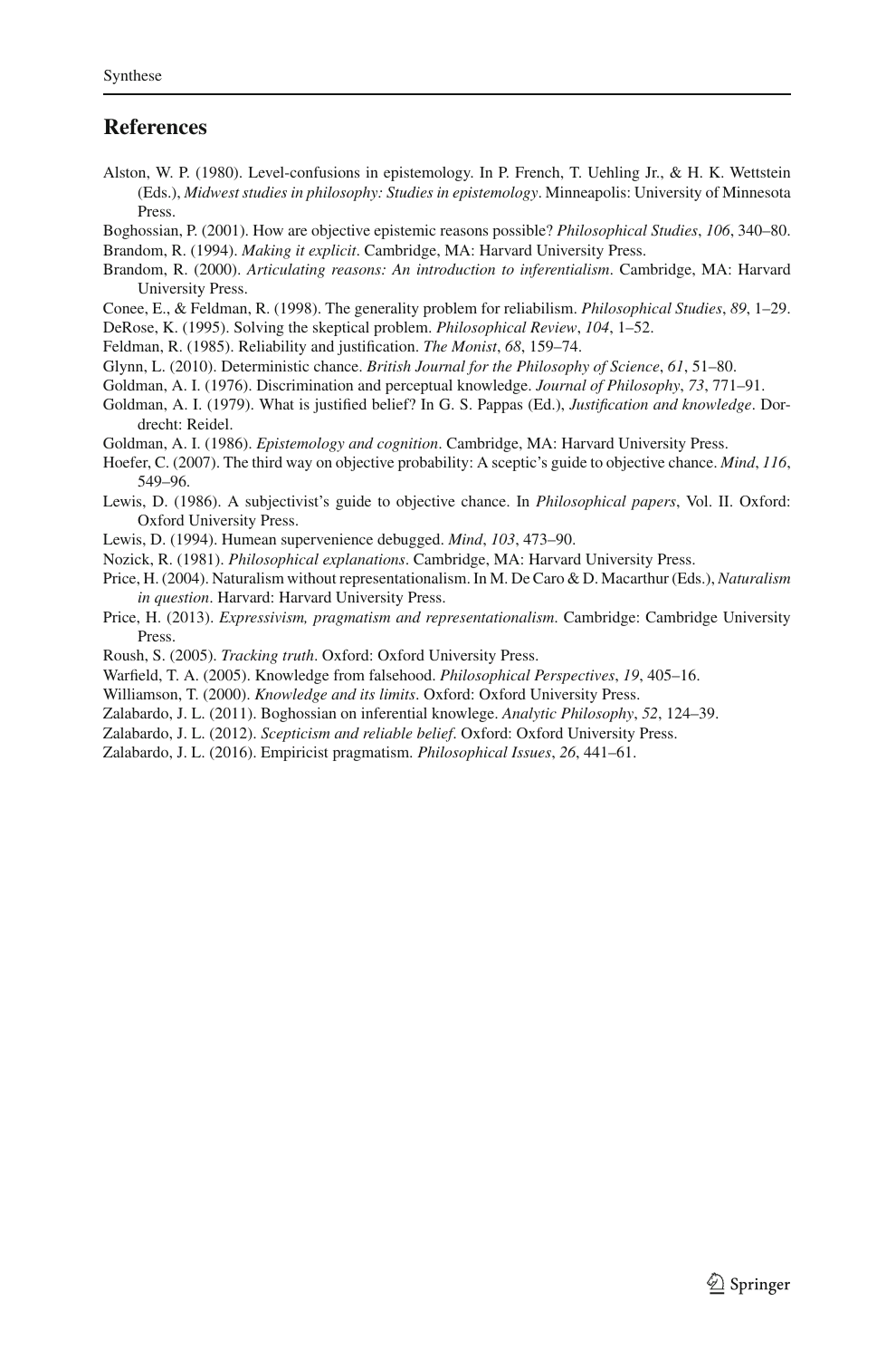## References

Alston, W. P. (1980). Level-confusions in epistemology. In P. French, T. Uehling Jr., & H. K. Wettstein (Eds.), *Midwest studies in philosophy: Studies in epistemology*. Minneapolis: University of Minnesota Press.

Boghossian, P. (2001). How are objective epistemic reasons possible? *Philosophical Studies*, *106*, 340–80.

Brandom, R. (1994). *Making it explicit*. Cambridge, MA: Harvard University Press.

Brandom, R. (2000). *Articulating reasons: An introduction to inferentialism*. Cambridge, MA: Harvard University Press.

Conee, E., & Feldman, R. (1998). The generality problem for reliabilism. *Philosophical Studies*, *89*, 1–29.

DeRose, K. (1995). Solving the skeptical problem. *Philosophical Review*, *104*, 1–52.

Feldman, R. (1985). Reliability and justification. *The Monist*, *68*, 159–74.

Glynn, L. (2010). Deterministic chance. *British Journal for the Philosophy of Science*, *61*, 51–80.

Goldman, A. I. (1976). Discrimination and perceptual knowledge. *Journal of Philosophy*, *73*, 771–91.

Goldman, A. I. (1979). What is justified belief? In G. S. Pappas (Ed.), *Justification and knowledge*. Dordrecht: Reidel.

Goldman, A. I. (1986). *Epistemology and cognition*. Cambridge, MA: Harvard University Press.

Hoefer, C. (2007). The third way on objective probability: A sceptic's guide to objective chance. *Mind*, *116*, 549–96.

Lewis, D. (1986). A subjectivist's guide to objective chance. In *Philosophical papers*, Vol. II. Oxford: Oxford University Press.

Lewis, D. (1994). Humean supervenience debugged. *Mind*, *103*, 473–90.

Nozick, R. (1981). *Philosophical explanations*. Cambridge, MA: Harvard University Press.

Price, H. (2004). Naturalism without representationalism. In M. De Caro & D. Macarthur (Eds.), *Naturalism in question*. Harvard: Harvard University Press.

Price, H. (2013). *Expressivism, pragmatism and representationalism*. Cambridge: Cambridge University Press.

Roush, S. (2005). *Tracking truth*. Oxford: Oxford University Press.

Warfield, T. A. (2005). Knowledge from falsehood. *Philosophical Perspectives*, *19*, 405–16.

Williamson, T. (2000). *Knowledge and its limits*. Oxford: Oxford University Press.

Zalabardo, J. L. (2011). Boghossian on inferential knowlege. *Analytic Philosophy*, *52*, 124–39.

Zalabardo, J. L. (2012). *Scepticism and reliable belief*. Oxford: Oxford University Press.

Zalabardo, J. L. (2016). Empiricist pragmatism. *Philosophical Issues*, *26*, 441–61.